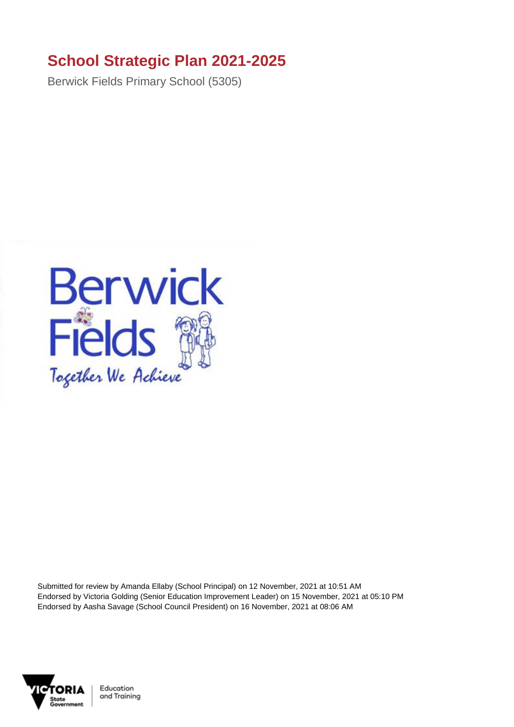# School Strategic Plan 2021-2025

Berwick Fields Primary School (5305)

Berwick Fields

Together We Achieve

Submitted for review by Amanda Ellaby (School Principal) on 12 November, 2021 at 10:51 AM
Endorsed by Victoria Golding (Senior Education Improvement Leader) on 15 November, 2021 at 05:10 PM
Endorsed by Aasha Savage (School Council President) on 16 November, 2021 at 08:06 AM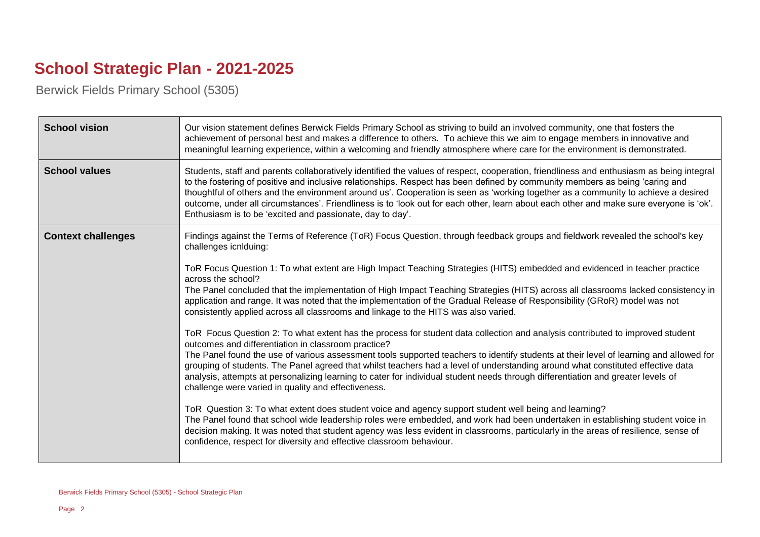# School Strategic Plan - 2021-2025

Berwick Fields Primary School (5305)

| | |
|---|---|
| **School vision** | Our vision statement defines Berwick Fields Primary School as striving to build an involved community, one that fosters the achievement of personal best and makes a difference to others. To achieve this we aim to engage members in innovative and meaningful learning experience, within a welcoming and friendly atmosphere where care for the environment is demonstrated. |
| **School values** | Students, staff and parents collaboratively identified the values of respect, cooperation, friendliness and enthusiasm as being integral to the fostering of positive and inclusive relationships. Respect has been defined by community members as being 'caring and thoughtful of others and the environment around us'. Cooperation is seen as 'working together as a community to achieve a desired outcome, under all circumstances'. Friendliness is to 'look out for each other, learn about each other and make sure everyone is 'ok'. Enthusiasm is to be 'excited and passionate, day to day'. |
| **Context challenges** | Findings against the Terms of Reference (ToR) Focus Question, through feedback groups and fieldwork revealed the school's key challenges icnlduing:<br><br>ToR Focus Question 1: To what extent are High Impact Teaching Strategies (HITS) embedded and evidenced in teacher practice across the school?<br>The Panel concluded that the implementation of High Impact Teaching Strategies (HITS) across all classrooms lacked consistency in application and range. It was noted that the implementation of the Gradual Release of Responsibility (GRoR) model was not consistently applied across all classrooms and linkage to the HITS was also varied.<br><br>ToR Focus Question 2: To what extent has the process for student data collection and analysis contributed to improved student outcomes and differentiation in classroom practice?<br>The Panel found the use of various assessment tools supported teachers to identify students at their level of learning and allowed for grouping of students. The Panel agreed that whilst teachers had a level of understanding around what constituted effective data analysis, attempts at personalizing learning to cater for individual student needs through differentiation and greater levels of challenge were varied in quality and effectiveness.<br><br>ToR Question 3: To what extent does student voice and agency support student well being and learning?<br>The Panel found that school wide leadership roles were embedded, and work had been undertaken in establishing student voice in decision making. It was noted that student agency was less evident in classrooms, particularly in the areas of resilience, sense of confidence, respect for diversity and effective classroom behaviour. |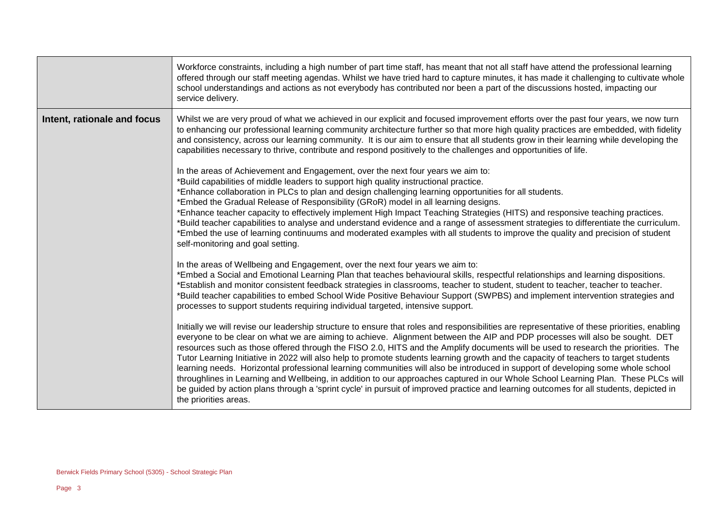| | |
|---|---|
| | Workforce constraints, including a high number of part time staff, has meant that not all staff have attend the professional learning offered through our staff meeting agendas. Whilst we have tried hard to capture minutes, it has made it challenging to cultivate whole school understandings and actions as not everybody has contributed nor been a part of the discussions hosted, impacting our service delivery. |
| **Intent, rationale and focus** | Whilst we are very proud of what we achieved in our explicit and focused improvement efforts over the past four years, we now turn to enhancing our professional learning community architecture further so that more high quality practices are embedded, with fidelity and consistency, across our learning community. It is our aim to ensure that all students grow in their learning while developing the capabilities necessary to thrive, contribute and respond positively to the challenges and opportunities of life.<br><br>In the areas of Achievement and Engagement, over the next four years we aim to:<br>*Build capabilities of middle leaders to support high quality instructional practice.<br>*Enhance collaboration in PLCs to plan and design challenging learning opportunities for all students.<br>*Embed the Gradual Release of Responsibility (GRoR) model in all learning designs.<br>*Enhance teacher capacity to effectively implement High Impact Teaching Strategies (HITS) and responsive teaching practices.<br>*Build teacher capabilities to analyse and understand evidence and a range of assessment strategies to differentiate the curriculum.<br>*Embed the use of learning continuums and moderated examples with all students to improve the quality and precision of student self-monitoring and goal setting.<br><br>In the areas of Wellbeing and Engagement, over the next four years we aim to:<br>*Embed a Social and Emotional Learning Plan that teaches behavioural skills, respectful relationships and learning dispositions.<br>*Establish and monitor consistent feedback strategies in classrooms, teacher to student, student to teacher, teacher to teacher.<br>*Build teacher capabilities to embed School Wide Positive Behaviour Support (SWPBS) and implement intervention strategies and processes to support students requiring individual targeted, intensive support.<br><br>Initially we will revise our leadership structure to ensure that roles and responsibilities are representative of these priorities, enabling everyone to be clear on what we are aiming to achieve. Alignment between the AIP and PDP processes will also be sought. DET resources such as those offered through the FISO 2.0, HITS and the Amplify documents will be used to research the priorities. The Tutor Learning Initiative in 2022 will also help to promote students learning growth and the capacity of teachers to target students learning needs. Horizontal professional learning communities will also be introduced in support of developing some whole school throughlines in Learning and Wellbeing, in addition to our approaches captured in our Whole School Learning Plan. These PLCs will be guided by action plans through a 'sprint cycle' in pursuit of improved practice and learning outcomes for all students, depicted in the priorities areas. |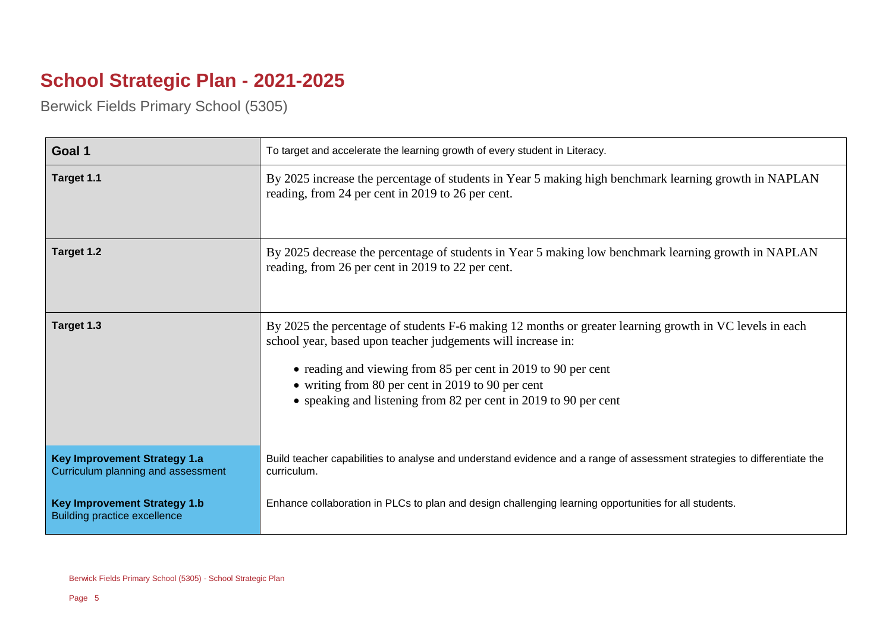# School Strategic Plan - 2021-2025

Berwick Fields Primary School (5305)

| Goal 1 | To target and accelerate the learning growth of every student in Literacy. |
|---|---|
| **Target 1.1** | By 2025 increase the percentage of students in Year 5 making high benchmark learning growth in NAPLAN reading, from 24 per cent in 2019 to 26 per cent. |
| **Target 1.2** | By 2025 decrease the percentage of students in Year 5 making low benchmark learning growth in NAPLAN reading, from 26 per cent in 2019 to 22 per cent. |
| **Target 1.3** | By 2025 the percentage of students F-6 making 12 months or greater learning growth in VC levels in each school year, based upon teacher judgements will increase in:<br>• reading and viewing from 85 per cent in 2019 to 90 per cent<br>• writing from 80 per cent in 2019 to 90 per cent<br>• speaking and listening from 82 per cent in 2019 to 90 per cent |
| **Key Improvement Strategy 1.a**<br>Curriculum planning and assessment | Build teacher capabilities to analyse and understand evidence and a range of assessment strategies to differentiate the curriculum. |
| **Key Improvement Strategy 1.b**<br>Building practice excellence | Enhance collaboration in PLCs to plan and design challenging learning opportunities for all students. |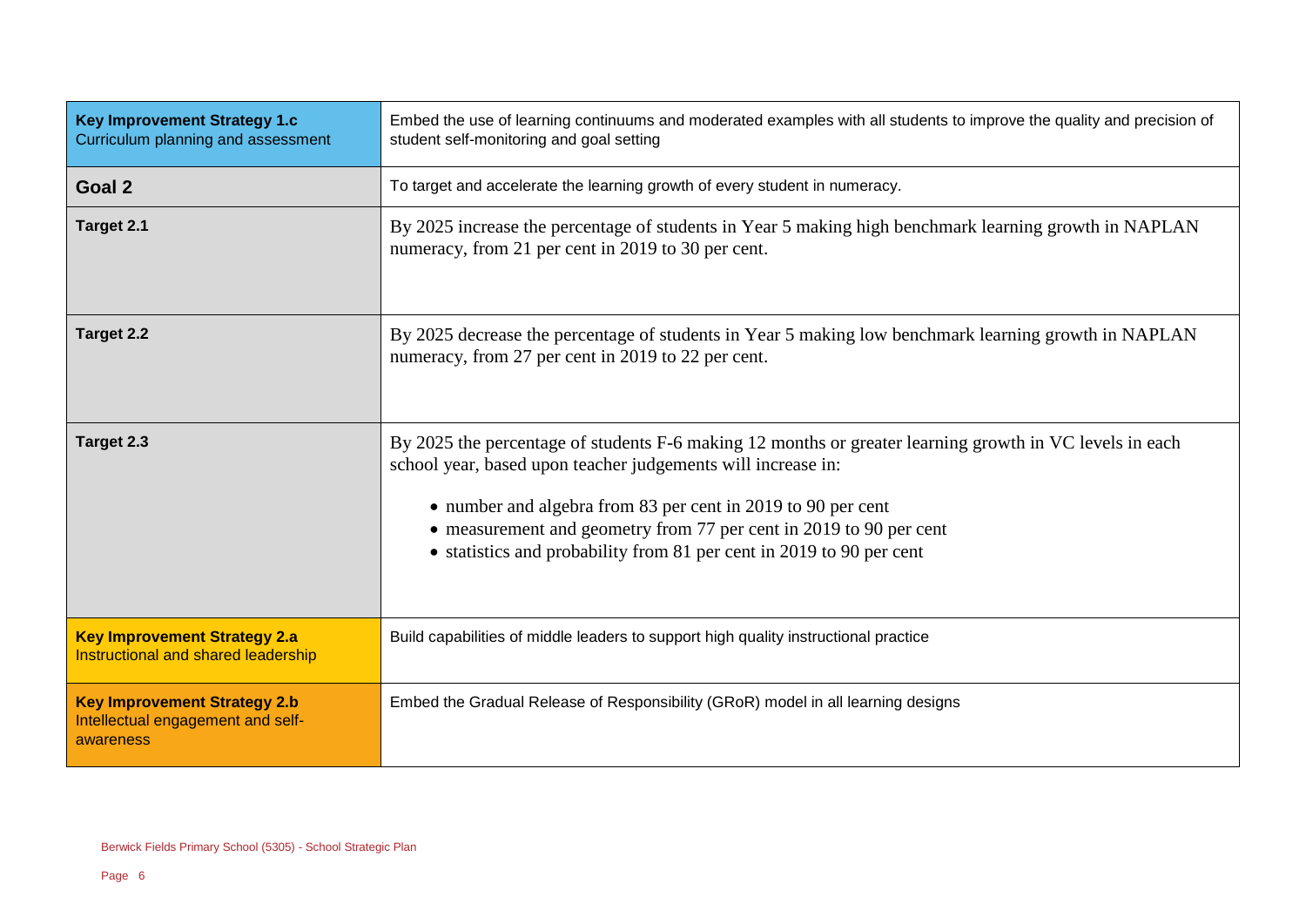| | |
|---|---|
| **Key Improvement Strategy 1.c**<br>Curriculum planning and assessment | Embed the use of learning continuums and moderated examples with all students to improve the quality and precision of student self-monitoring and goal setting |
| **Goal 2** | To target and accelerate the learning growth of every student in numeracy. |
| **Target 2.1** | By 2025 increase the percentage of students in Year 5 making high benchmark learning growth in NAPLAN numeracy, from 21 per cent in 2019 to 30 per cent. |
| **Target 2.2** | By 2025 decrease the percentage of students in Year 5 making low benchmark learning growth in NAPLAN numeracy, from 27 per cent in 2019 to 22 per cent. |
| **Target 2.3** | By 2025 the percentage of students F-6 making 12 months or greater learning growth in VC levels in each school year, based upon teacher judgements will increase in:<br>• number and algebra from 83 per cent in 2019 to 90 per cent<br>• measurement and geometry from 77 per cent in 2019 to 90 per cent<br>• statistics and probability from 81 per cent in 2019 to 90 per cent |
| **Key Improvement Strategy 2.a**<br>Instructional and shared leadership | Build capabilities of middle leaders to support high quality instructional practice |
| **Key Improvement Strategy 2.b**<br>Intellectual engagement and self-awareness | Embed the Gradual Release of Responsibility (GRoR) model in all learning designs |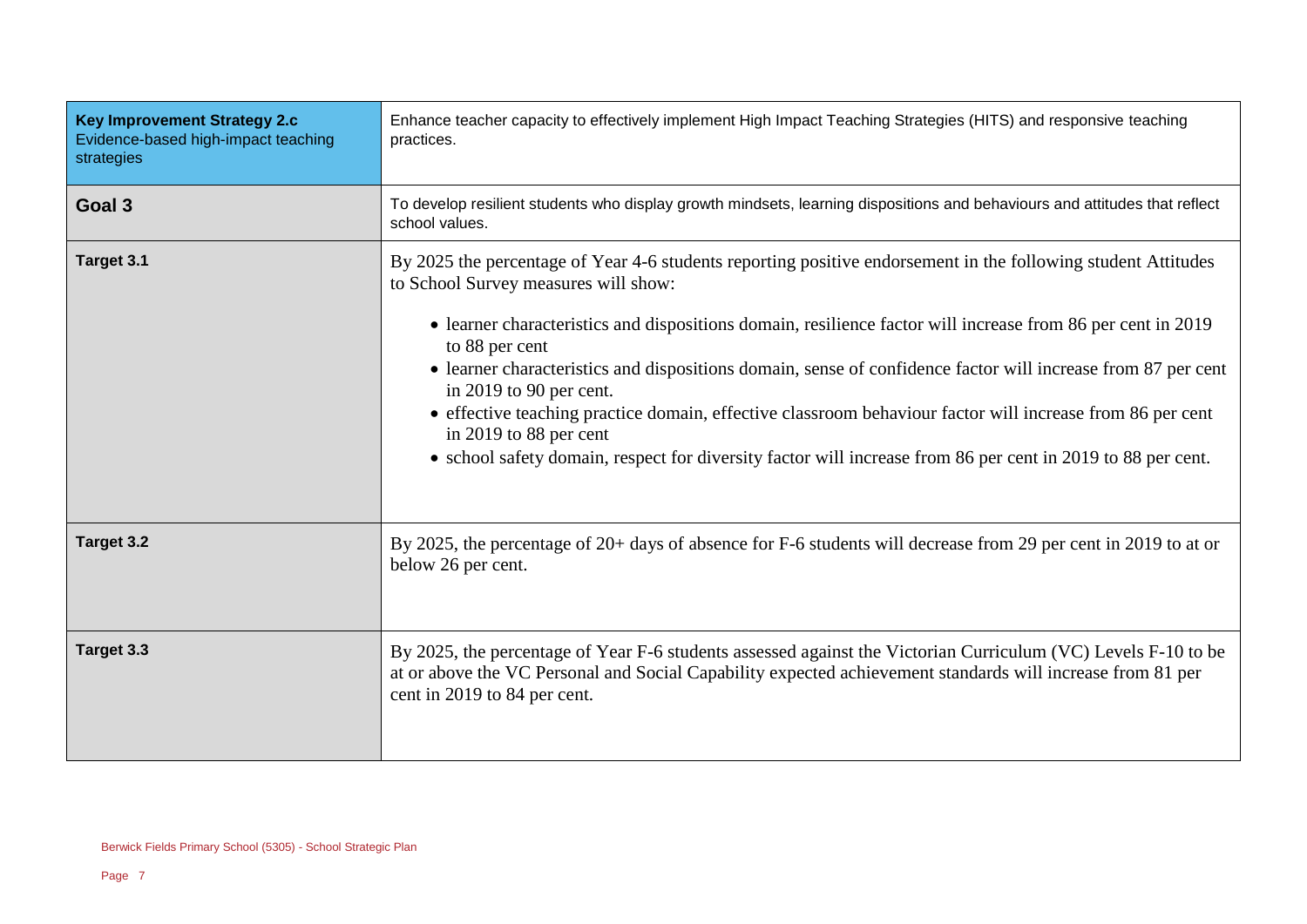| | |
|---|---|
| **Key Improvement Strategy 2.c** Evidence-based high-impact teaching strategies | Enhance teacher capacity to effectively implement High Impact Teaching Strategies (HITS) and responsive teaching practices. |
| **Goal 3** | To develop resilient students who display growth mindsets, learning dispositions and behaviours and attitudes that reflect school values. |
| **Target 3.1** | By 2025 the percentage of Year 4-6 students reporting positive endorsement in the following student Attitudes to School Survey measures will show:<br>• learner characteristics and dispositions domain, resilience factor will increase from 86 per cent in 2019 to 88 per cent<br>• learner characteristics and dispositions domain, sense of confidence factor will increase from 87 per cent in 2019 to 90 per cent.<br>• effective teaching practice domain, effective classroom behaviour factor will increase from 86 per cent in 2019 to 88 per cent<br>• school safety domain, respect for diversity factor will increase from 86 per cent in 2019 to 88 per cent. |
| **Target 3.2** | By 2025, the percentage of 20+ days of absence for F-6 students will decrease from 29 per cent in 2019 to at or below 26 per cent. |
| **Target 3.3** | By 2025, the percentage of Year F-6 students assessed against the Victorian Curriculum (VC) Levels F-10 to be at or above the VC Personal and Social Capability expected achievement standards will increase from 81 per cent in 2019 to 84 per cent. |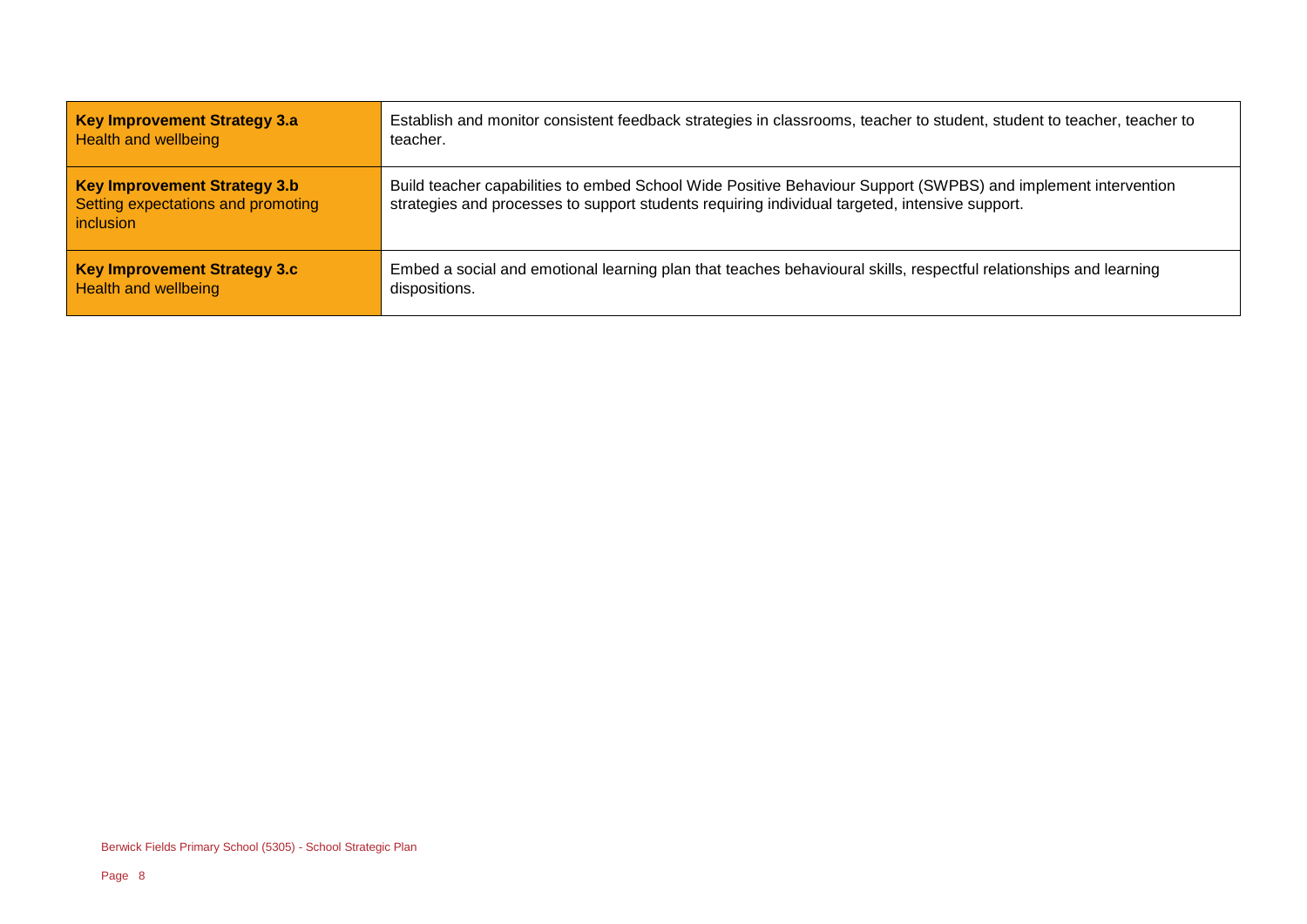| | |
|---|---|
| **Key Improvement Strategy 3.a**<br>Health and wellbeing | Establish and monitor consistent feedback strategies in classrooms, teacher to student, student to teacher, teacher to teacher. |
| **Key Improvement Strategy 3.b**<br>Setting expectations and promoting inclusion | Build teacher capabilities to embed School Wide Positive Behaviour Support (SWPBS) and implement intervention strategies and processes to support students requiring individual targeted, intensive support. |
| **Key Improvement Strategy 3.c**<br>Health and wellbeing | Embed a social and emotional learning plan that teaches behavioural skills, respectful relationships and learning dispositions. |